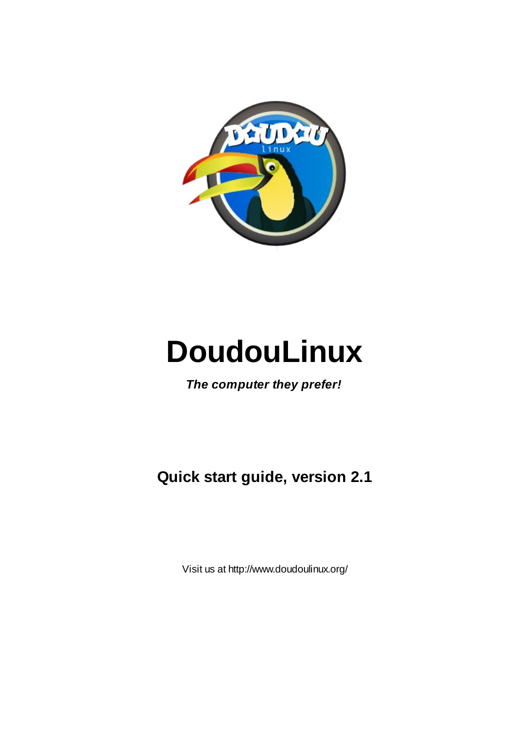# DoudouLinux

***The computer they prefer!***

**Quick start guide, version 2.1**

Visit us at http://www.doudoulinux.org/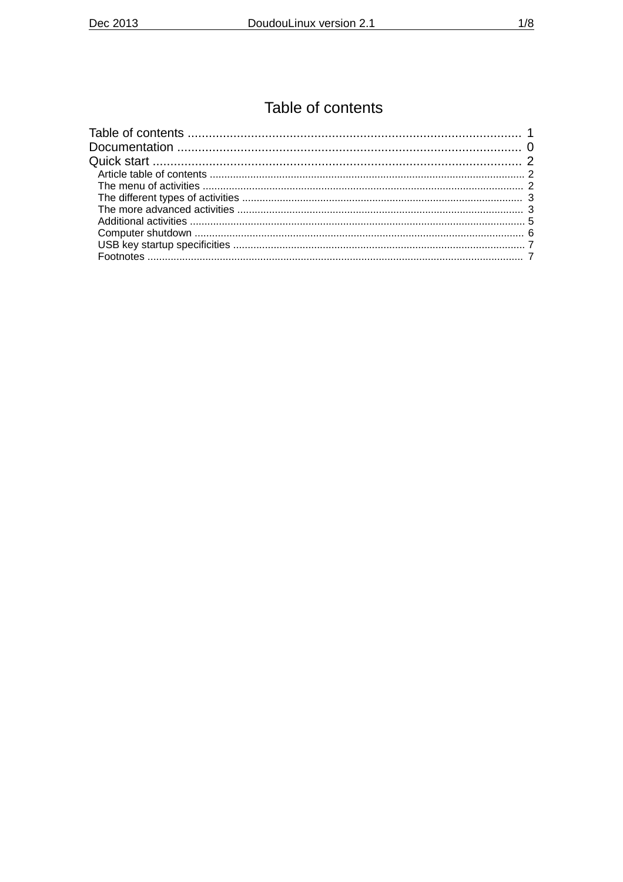# Table of contents

Table of contents .......................................................................................... 1
Documentation .............................................................................................. 0
Quick start ..................................................................................................... 2
- Article table of contents ........................................................................ 2
- The menu of activities ........................................................................... 2
- The different types of activities ............................................................ 3
- The more advanced activities ............................................................... 3
- Additional activities ............................................................................... 5
- Computer shutdown .............................................................................. 6
- USB key startup specificities ................................................................ 7
- Footnotes .............................................................................................. 7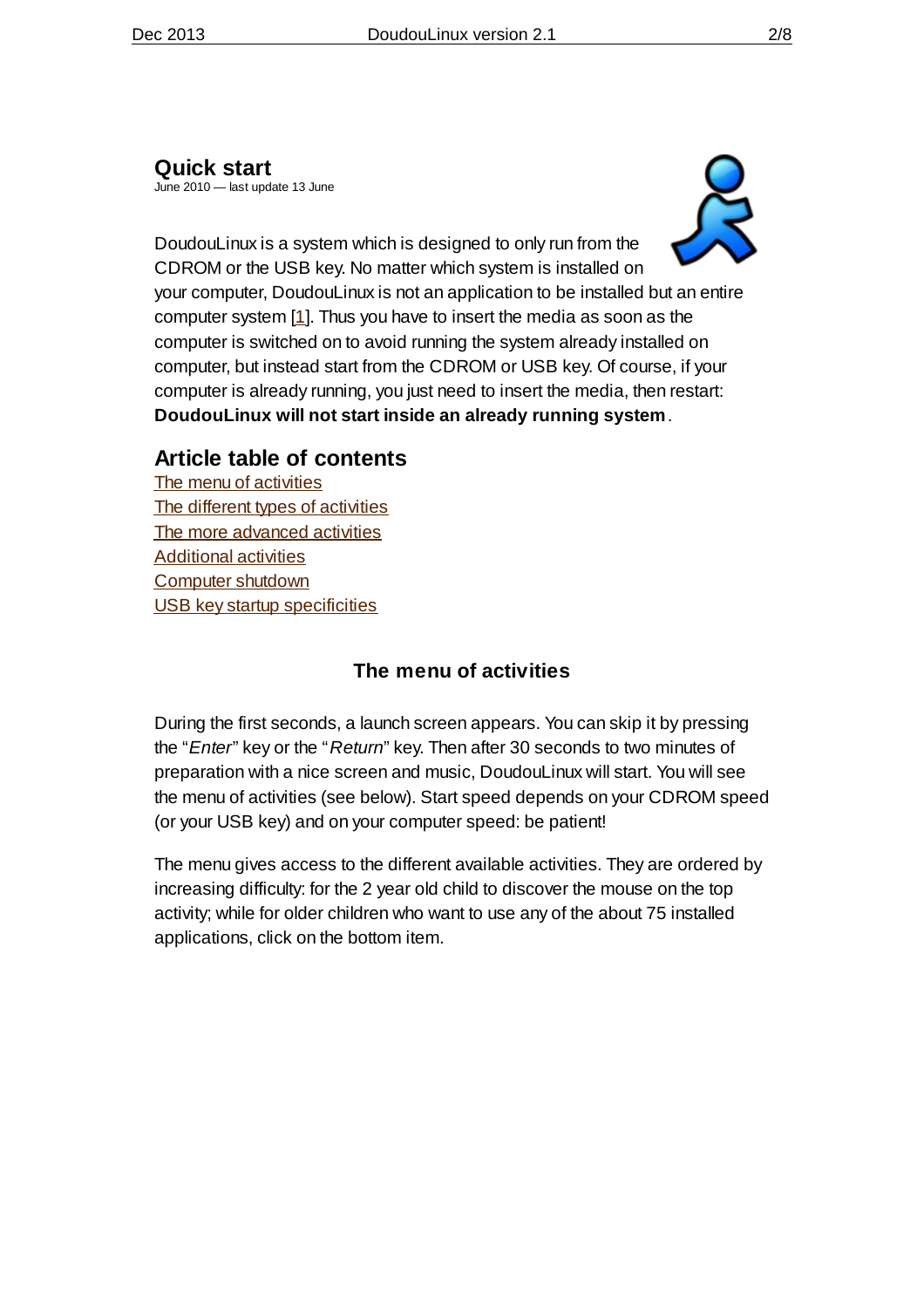## Quick start

June 2010 — last update 13 June

DoudouLinux is a system which is designed to only run from the CDROM or the USB key. No matter which system is installed on your computer, DoudouLinux is not an application to be installed but an entire computer system [1]. Thus you have to insert the media as soon as the computer is switched on to avoid running the system already installed on computer, but instead start from the CDROM or USB key. Of course, if your computer is already running, you just need to insert the media, then restart: **DoudouLinux will not start inside an already running system**.

## Article table of contents

The menu of activities
The different types of activities
The more advanced activities
Additional activities
Computer shutdown
USB key startup specificities

### The menu of activities

During the first seconds, a launch screen appears. You can skip it by pressing the "*Enter*" key or the "*Return*" key. Then after 30 seconds to two minutes of preparation with a nice screen and music, DoudouLinux will start. You will see the menu of activities (see below). Start speed depends on your CDROM speed (or your USB key) and on your computer speed: be patient!

The menu gives access to the different available activities. They are ordered by increasing difficulty: for the 2 year old child to discover the mouse on the top activity; while for older children who want to use any of the about 75 installed applications, click on the bottom item.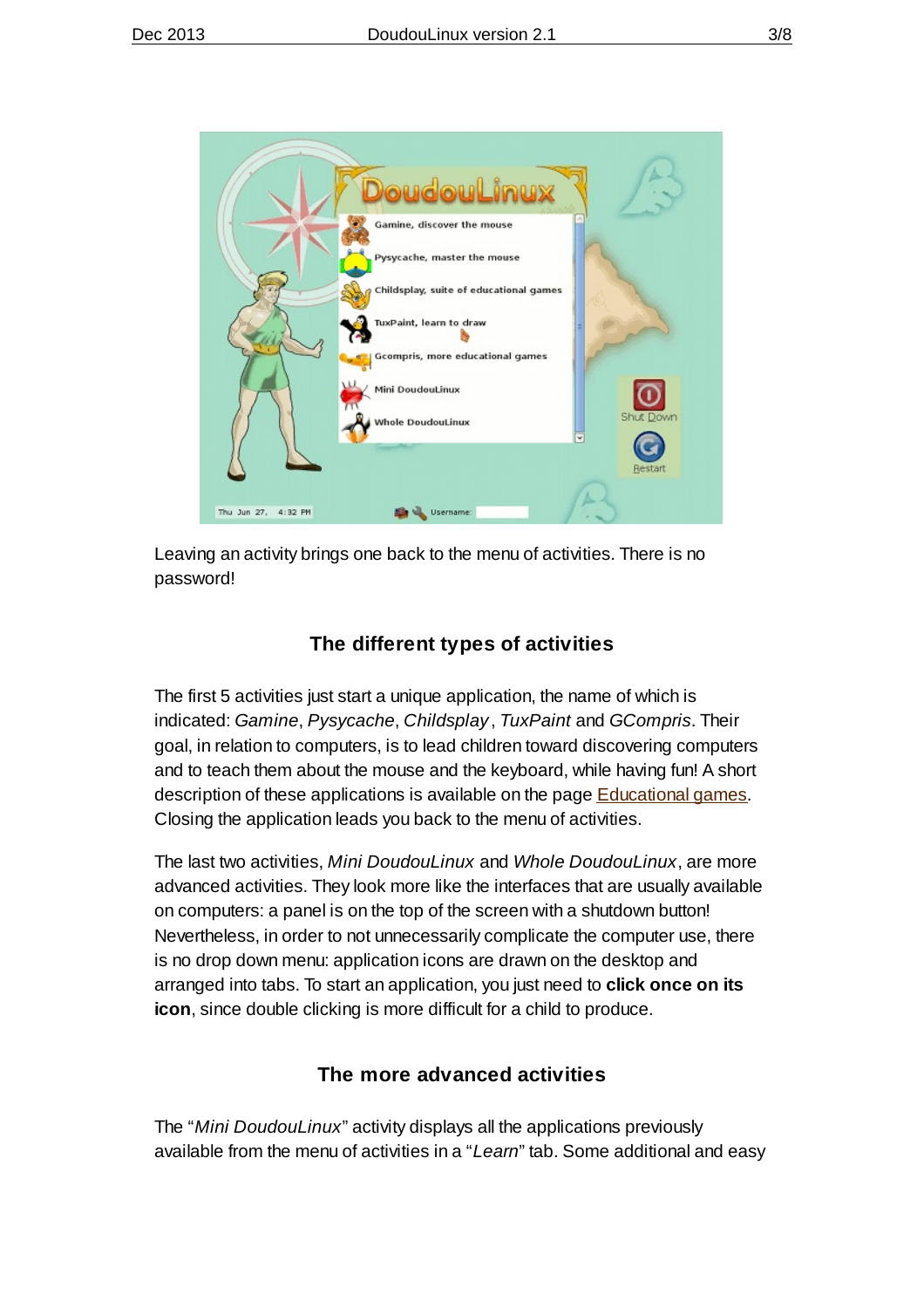Leaving an activity brings one back to the menu of activities. There is no password!

## The different types of activities

The first 5 activities just start a unique application, the name of which is indicated: *Gamine*, *Pysycache*, *Childsplay*, *TuxPaint* and *GCompris*. Their goal, in relation to computers, is to lead children toward discovering computers and to teach them about the mouse and the keyboard, while having fun! A short description of these applications is available on the page Educational games. Closing the application leads you back to the menu of activities.

The last two activities, *Mini DoudouLinux* and *Whole DoudouLinux*, are more advanced activities. They look more like the interfaces that are usually available on computers: a panel is on the top of the screen with a shutdown button! Nevertheless, in order to not unnecessarily complicate the computer use, there is no drop down menu: application icons are drawn on the desktop and arranged into tabs. To start an application, you just need to **click once on its icon**, since double clicking is more difficult for a child to produce.

## The more advanced activities

The "*Mini DoudouLinux*" activity displays all the applications previously available from the menu of activities in a "*Learn*" tab. Some additional and easy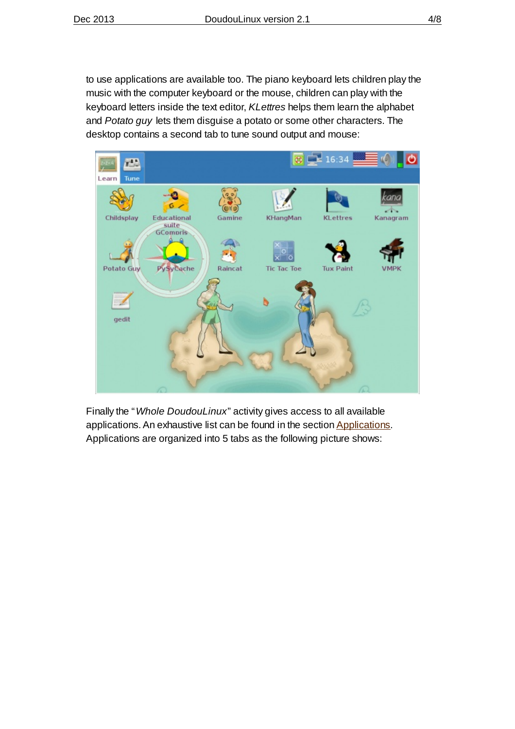to use applications are available too. The piano keyboard lets children play the music with the computer keyboard or the mouse, children can play with the keyboard letters inside the text editor, *KLettres* helps them learn the alphabet and *Potato guy* lets them disguise a potato or some other characters. The desktop contains a second tab to tune sound output and mouse:

Finally the "*Whole DoudouLinux*" activity gives access to all available applications. An exhaustive list can be found in the section Applications. Applications are organized into 5 tabs as the following picture shows: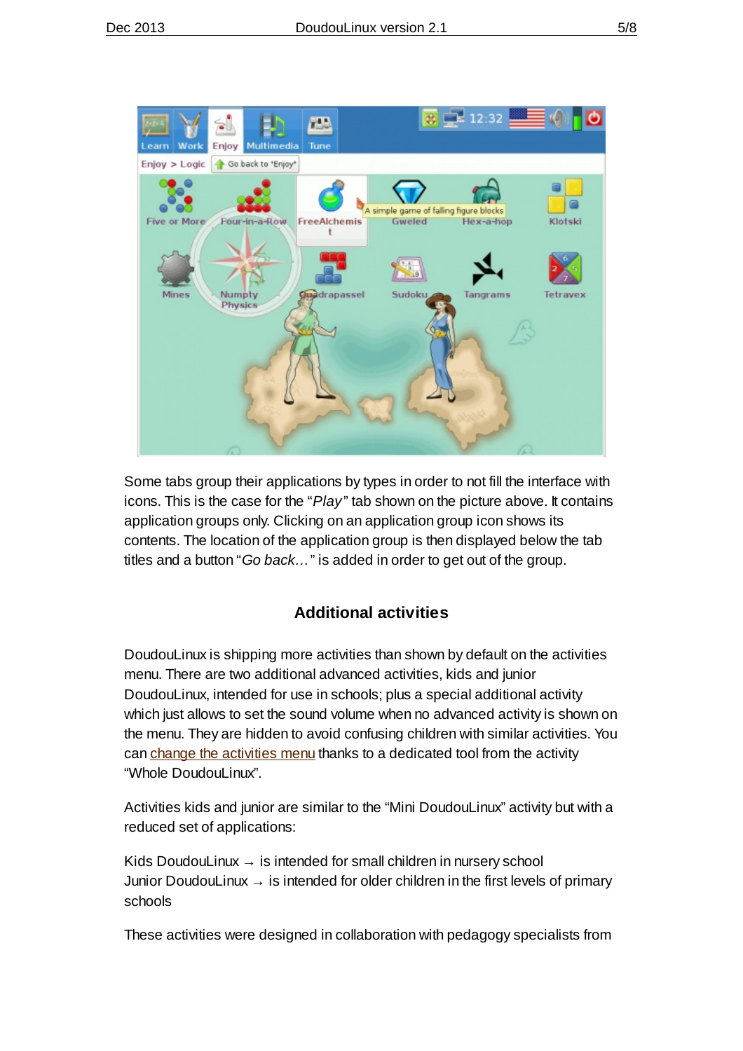Some tabs group their applications by types in order to not fill the interface with icons. This is the case for the "*Play*" tab shown on the picture above. It contains application groups only. Clicking on an application group icon shows its contents. The location of the application group is then displayed below the tab titles and a button "*Go back…*" is added in order to get out of the group.

## Additional activities

DoudouLinux is shipping more activities than shown by default on the activities menu. There are two additional advanced activities, kids and junior DoudouLinux, intended for use in schools; plus a special additional activity which just allows to set the sound volume when no advanced activity is shown on the menu. They are hidden to avoid confusing children with similar activities. You can change the activities menu thanks to a dedicated tool from the activity "Whole DoudouLinux".

Activities kids and junior are similar to the "Mini DoudouLinux" activity but with a reduced set of applications:

Kids DoudouLinux → is intended for small children in nursery school
Junior DoudouLinux → is intended for older children in the first levels of primary schools

These activities were designed in collaboration with pedagogy specialists from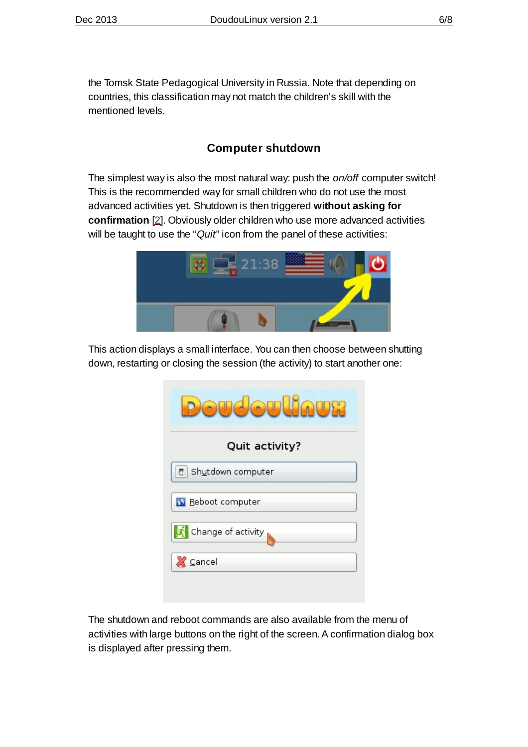the Tomsk State Pedagogical University in Russia. Note that depending on countries, this classification may not match the children's skill with the mentioned levels.

## Computer shutdown

The simplest way is also the most natural way: push the *on/off* computer switch! This is the recommended way for small children who do not use the most advanced activities yet. Shutdown is then triggered **without asking for confirmation** [2]. Obviously older children who use more advanced activities will be taught to use the "*Quit*" icon from the panel of these activities:

This action displays a small interface. You can then choose between shutting down, restarting or closing the session (the activity) to start another one:

The shutdown and reboot commands are also available from the menu of activities with large buttons on the right of the screen. A confirmation dialog box is displayed after pressing them.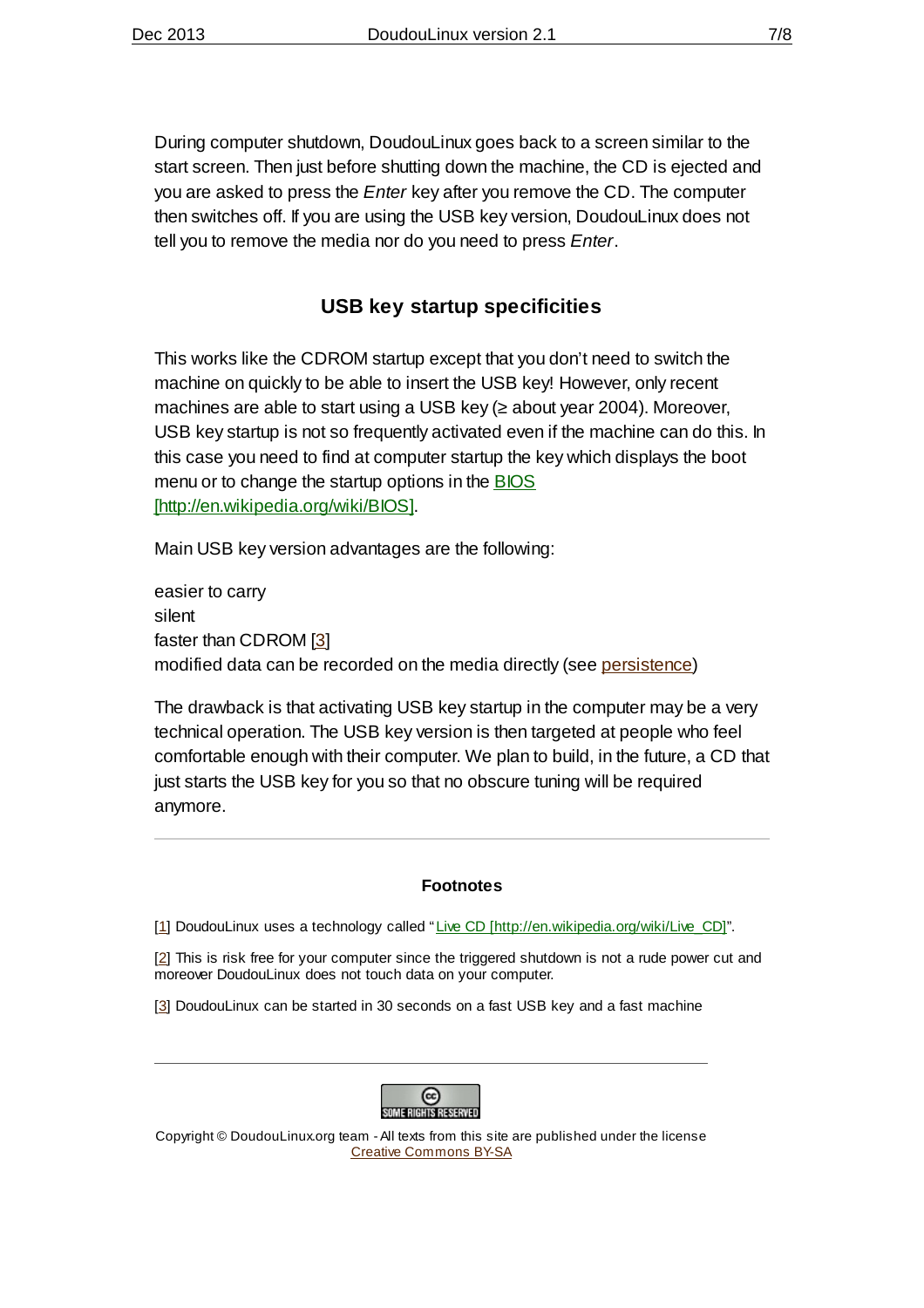During computer shutdown, DoudouLinux goes back to a screen similar to the start screen. Then just before shutting down the machine, the CD is ejected and you are asked to press the *Enter* key after you remove the CD. The computer then switches off. If you are using the USB key version, DoudouLinux does not tell you to remove the media nor do you need to press *Enter*.

## USB key startup specificities

This works like the CDROM startup except that you don't need to switch the machine on quickly to be able to insert the USB key! However, only recent machines are able to start using a USB key (≥ about year 2004). Moreover, USB key startup is not so frequently activated even if the machine can do this. In this case you need to find at computer startup the key which displays the boot menu or to change the startup options in the BIOS [http://en.wikipedia.org/wiki/BIOS].

Main USB key version advantages are the following:

easier to carry
silent
faster than CDROM [3]
modified data can be recorded on the media directly (see persistence)

The drawback is that activating USB key startup in the computer may be a very technical operation. The USB key version is then targeted at people who feel comfortable enough with their computer. We plan to build, in the future, a CD that just starts the USB key for you so that no obscure tuning will be required anymore.

---

**Footnotes**

[1] DoudouLinux uses a technology called "Live CD [http://en.wikipedia.org/wiki/Live_CD]".

[2] This is risk free for your computer since the triggered shutdown is not a rude power cut and moreover DoudouLinux does not touch data on your computer.

[3] DoudouLinux can be started in 30 seconds on a fast USB key and a fast machine

---

Copyright © DoudouLinux.org team - All texts from this site are published under the license Creative Commons BY-SA